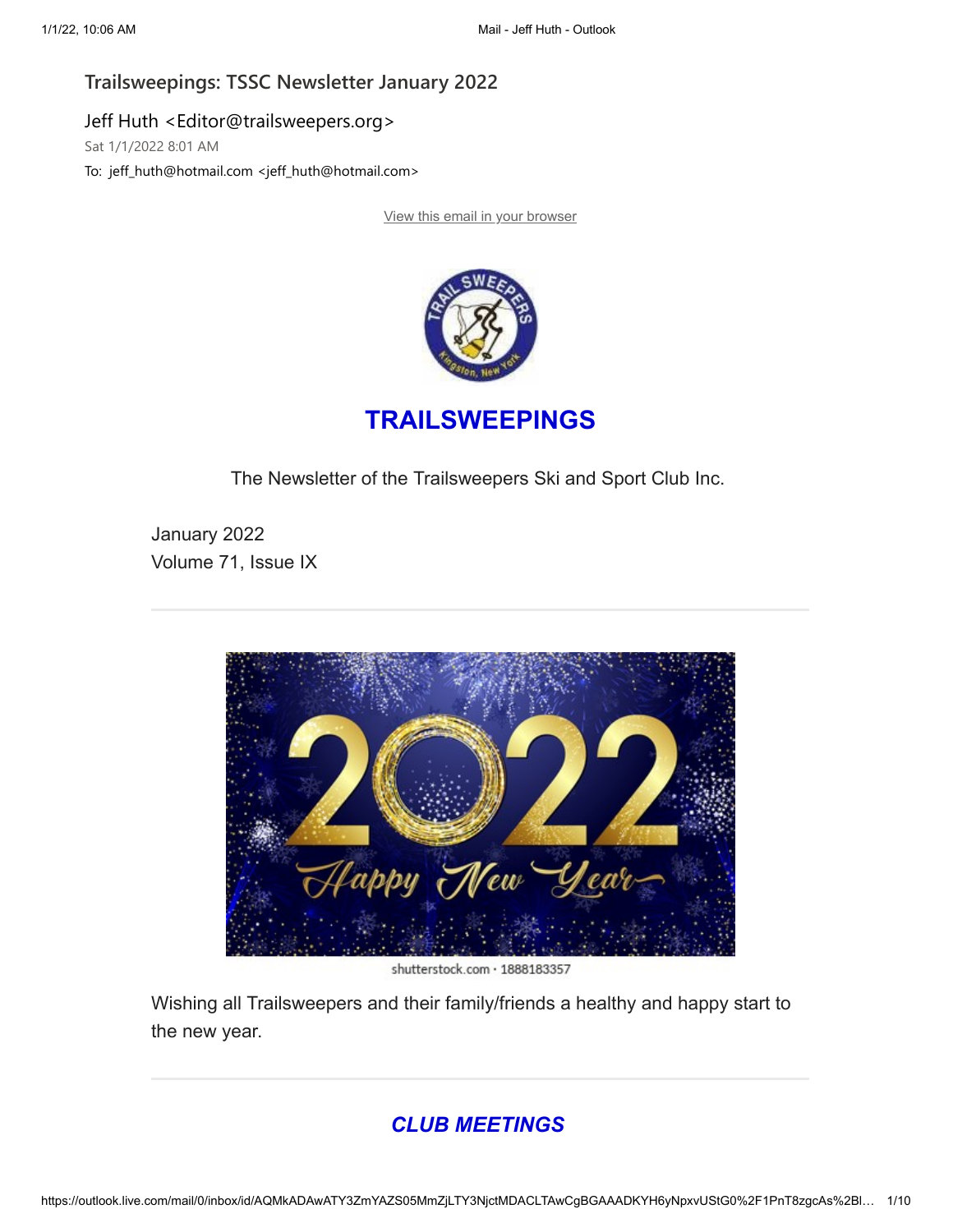# Trailsweepings: TSSC Newsletter January 2022

Jeff Huth <Editor@trailsweepers.org>

Sat 1/1/2022 8:01 AM

To: jeff_huth@hotmail.com <jeff_huth@hotmail.com>

View this email in your browser

## TRAILSWEEPINGS

The Newsletter of the Trailsweepers Ski and Sport Club Inc.

January 2022

Volume 71, Issue IX

---

shutterstock.com · 1888183357

Wishing all Trailsweepers and their family/friends a healthy and happy start to the new year.

---

## *CLUB MEETINGS*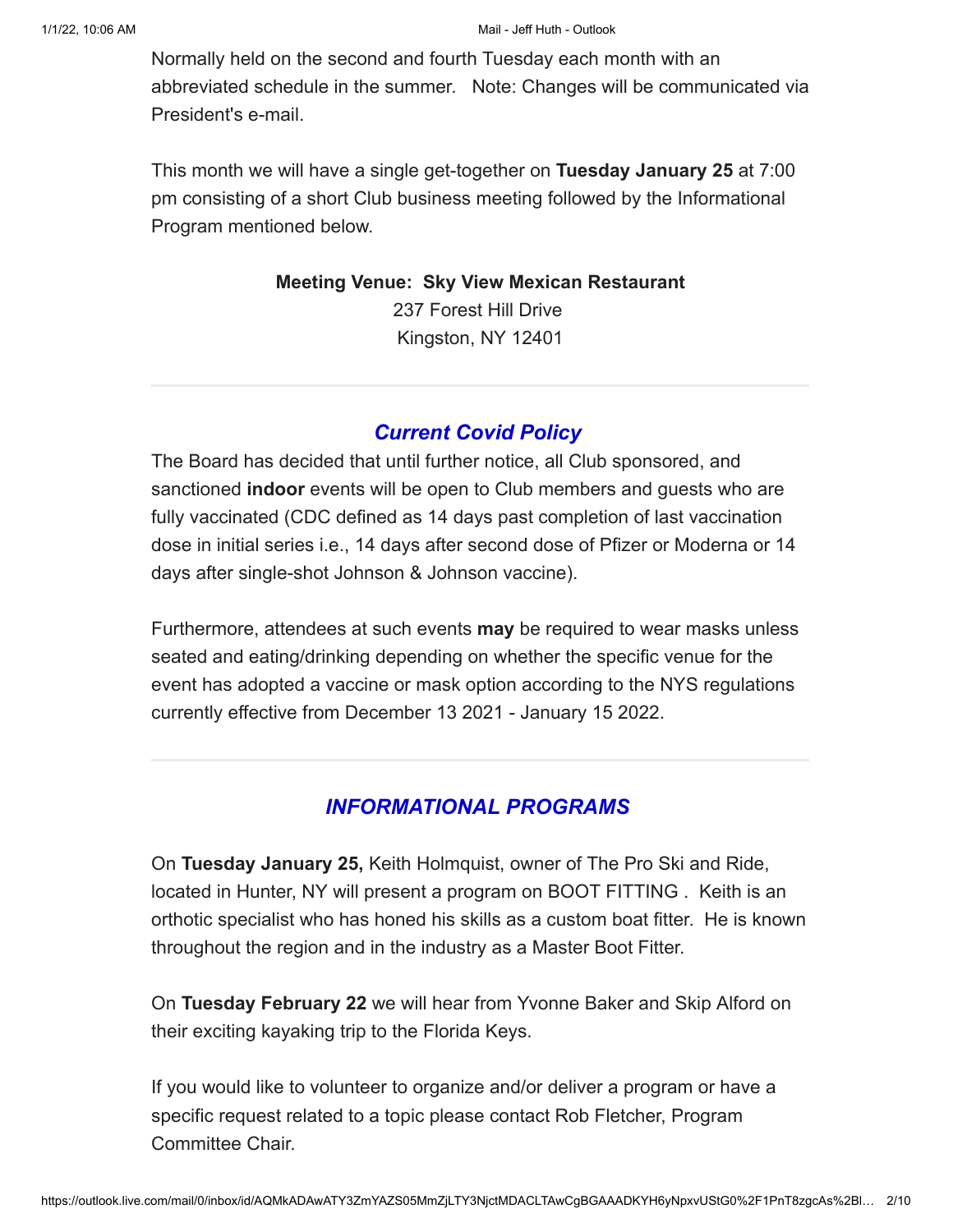Normally held on the second and fourth Tuesday each month with an abbreviated schedule in the summer.   Note: Changes will be communicated via President's e-mail.

This month we will have a single get-together on **Tuesday January 25** at 7:00 pm consisting of a short Club business meeting followed by the Informational Program mentioned below.

**Meeting Venue:  Sky View Mexican Restaurant**
237 Forest Hill Drive
Kingston, NY 12401

---

## *Current Covid Policy*

The Board has decided that until further notice, all Club sponsored, and sanctioned **indoor** events will be open to Club members and guests who are fully vaccinated (CDC defined as 14 days past completion of last vaccination dose in initial series i.e., 14 days after second dose of Pfizer or Moderna or 14 days after single-shot Johnson & Johnson vaccine).

Furthermore, attendees at such events **may** be required to wear masks unless seated and eating/drinking depending on whether the specific venue for the event has adopted a vaccine or mask option according to the NYS regulations currently effective from December 13 2021 - January 15 2022.

---

## *INFORMATIONAL PROGRAMS*

On **Tuesday January 25,** Keith Holmquist, owner of The Pro Ski and Ride, located in Hunter, NY will present a program on BOOT FITTING .  Keith is an orthotic specialist who has honed his skills as a custom boat fitter.  He is known throughout the region and in the industry as a Master Boot Fitter.

On **Tuesday February 22** we will hear from Yvonne Baker and Skip Alford on their exciting kayaking trip to the Florida Keys.

If you would like to volunteer to organize and/or deliver a program or have a specific request related to a topic please contact Rob Fletcher, Program Committee Chair.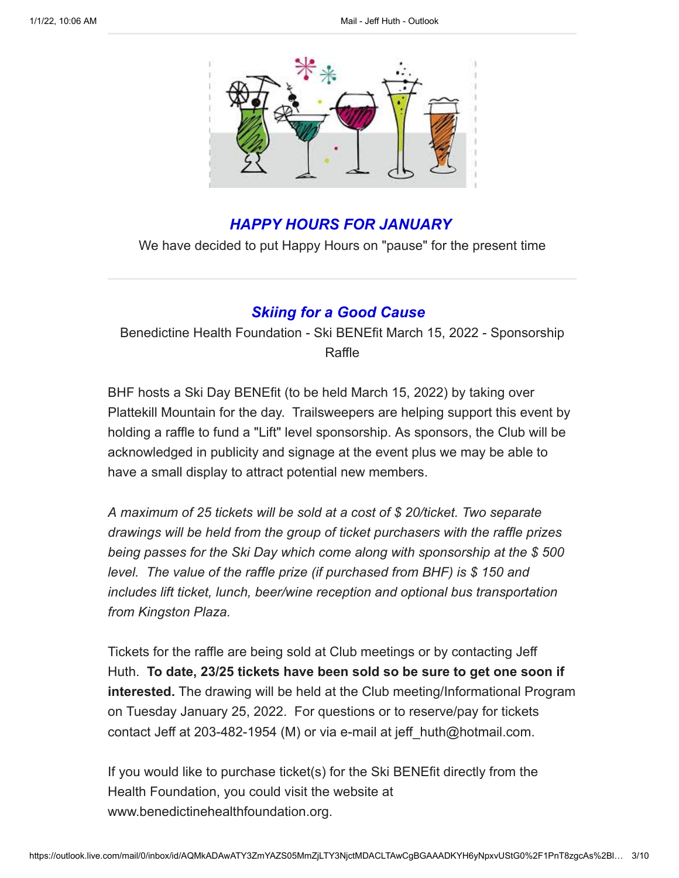## ***HAPPY HOURS FOR JANUARY***

We have decided to put Happy Hours on "pause" for the present time

---

## ***Skiing for a Good Cause***

Benedictine Health Foundation - Ski BENEfit March 15, 2022 - Sponsorship Raffle

BHF hosts a Ski Day BENEfit (to be held March 15, 2022) by taking over Plattekill Mountain for the day. Trailsweepers are helping support this event by holding a raffle to fund a "Lift" level sponsorship. As sponsors, the Club will be acknowledged in publicity and signage at the event plus we may be able to have a small display to attract potential new members.

*A maximum of 25 tickets will be sold at a cost of $ 20/ticket. Two separate drawings will be held from the group of ticket purchasers with the raffle prizes being passes for the Ski Day which come along with sponsorship at the $ 500 level. The value of the raffle prize (if purchased from BHF) is $ 150 and includes lift ticket, lunch, beer/wine reception and optional bus transportation from Kingston Plaza.*

Tickets for the raffle are being sold at Club meetings or by contacting Jeff Huth. **To date, 23/25 tickets have been sold so be sure to get one soon if interested.** The drawing will be held at the Club meeting/Informational Program on Tuesday January 25, 2022. For questions or to reserve/pay for tickets contact Jeff at 203-482-1954 (M) or via e-mail at jeff_huth@hotmail.com.

If you would like to purchase ticket(s) for the Ski BENEfit directly from the Health Foundation, you could visit the website at www.benedictinehealthfoundation.org.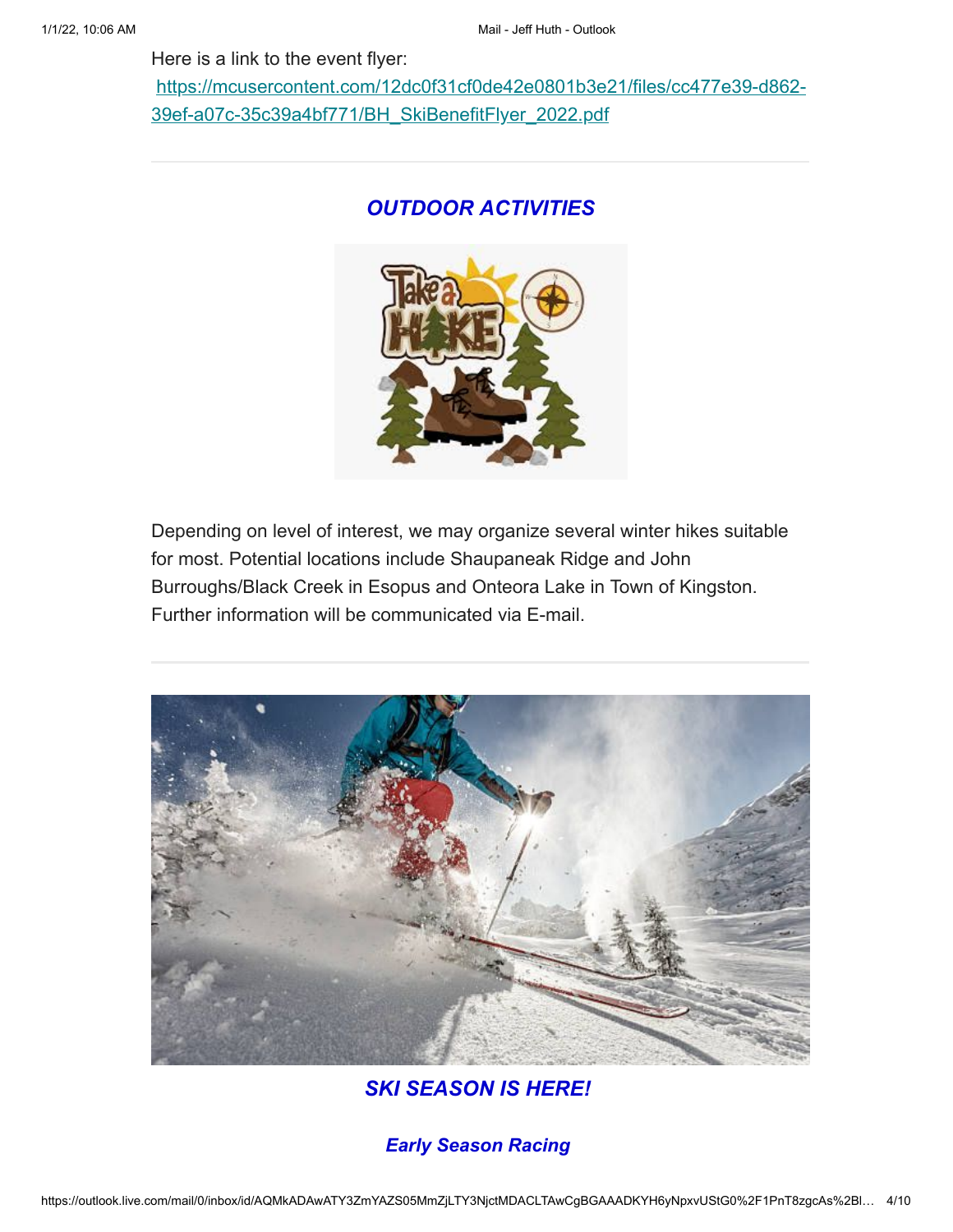Here is a link to the event flyer:
[https://mcusercontent.com/12dc0f31cf0de42e0801b3e21/files/cc477e39-d862-39ef-a07c-35c39a4bf771/BH_SkiBenefitFlyer_2022.pdf](https://mcusercontent.com/12dc0f31cf0de42e0801b3e21/files/cc477e39-d862-39ef-a07c-35c39a4bf771/BH_SkiBenefitFlyer_2022.pdf)

---

## *OUTDOOR ACTIVITIES*

Depending on level of interest, we may organize several winter hikes suitable for most. Potential locations include Shaupaneak Ridge and John Burroughs/Black Creek in Esopus and Onteora Lake in Town of Kingston. Further information will be communicated via E-mail.

---

## *SKI SEASON IS HERE!*

### *Early Season Racing*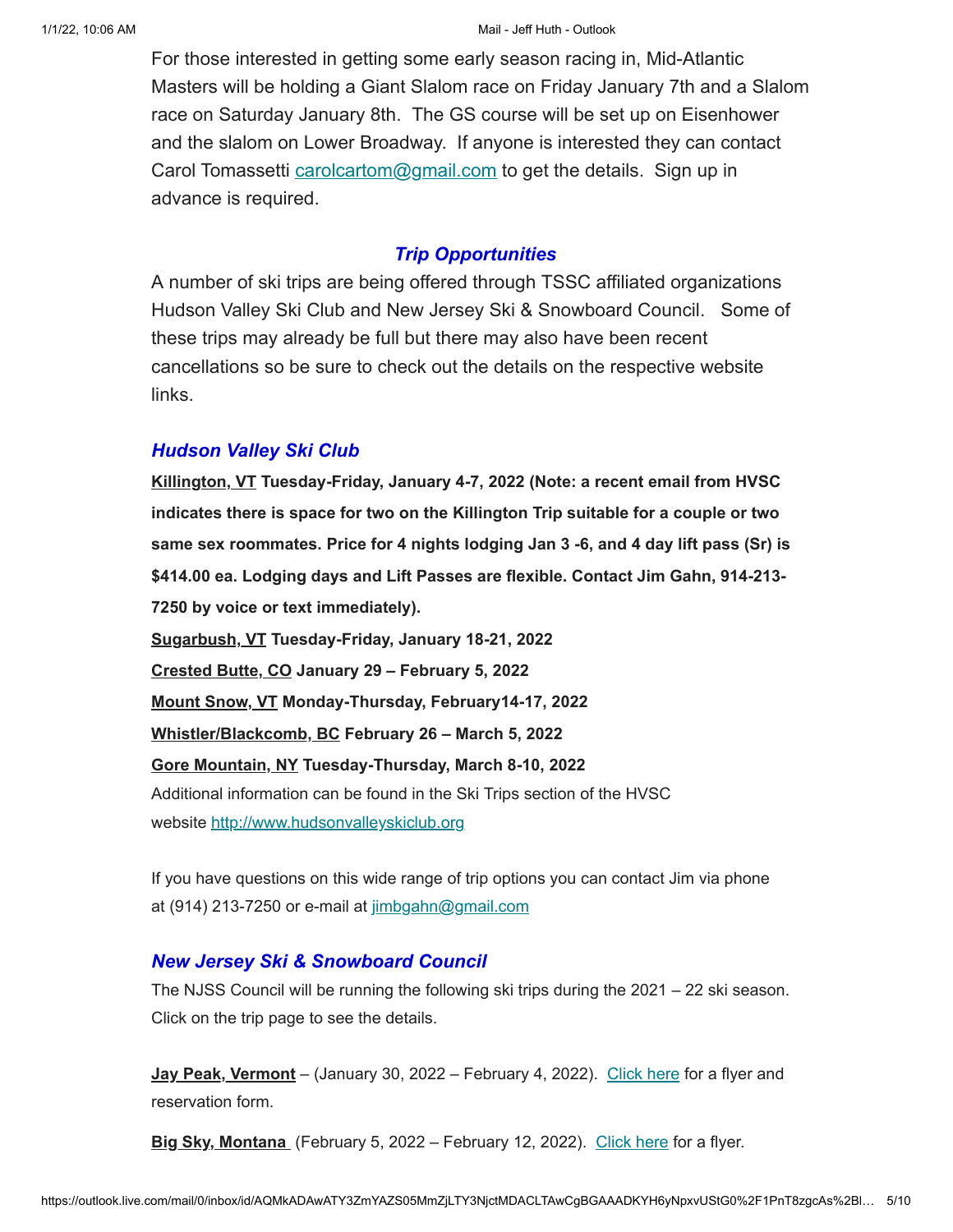For those interested in getting some early season racing in, Mid-Atlantic Masters will be holding a Giant Slalom race on Friday January 7th and a Slalom race on Saturday January 8th. The GS course will be set up on Eisenhower and the slalom on Lower Broadway. If anyone is interested they can contact Carol Tomassetti carolcartom@gmail.com to get the details. Sign up in advance is required.

## *Trip Opportunities*

A number of ski trips are being offered through TSSC affiliated organizations Hudson Valley Ski Club and New Jersey Ski & Snowboard Council. Some of these trips may already be full but there may also have been recent cancellations so be sure to check out the details on the respective website links.

### *Hudson Valley Ski Club*

**Killington, VT Tuesday-Friday, January 4-7, 2022 (Note: a recent email from HVSC indicates there is space for two on the Killington Trip suitable for a couple or two same sex roommates. Price for 4 nights lodging Jan 3 -6, and 4 day lift pass (Sr) is $414.00 ea. Lodging days and Lift Passes are flexible. Contact Jim Gahn, 914-213-7250 by voice or text immediately).**

**Sugarbush, VT Tuesday-Friday, January 18-21, 2022**

**Crested Butte, CO January 29 – February 5, 2022**

**Mount Snow, VT Monday-Thursday, February14-17, 2022**

**Whistler/Blackcomb, BC February 26 – March 5, 2022**

**Gore Mountain, NY Tuesday-Thursday, March 8-10, 2022**

Additional information can be found in the Ski Trips section of the HVSC website http://www.hudsonvalleyskiclub.org

If you have questions on this wide range of trip options you can contact Jim via phone at (914) 213-7250 or e-mail at jimbgahn@gmail.com

### *New Jersey Ski & Snowboard Council*

The NJSS Council will be running the following ski trips during the 2021 – 22 ski season. Click on the trip page to see the details.

**Jay Peak, Vermont** – (January 30, 2022 – February 4, 2022). Click here for a flyer and reservation form.

**Big Sky, Montana** (February 5, 2022 – February 12, 2022). Click here for a flyer.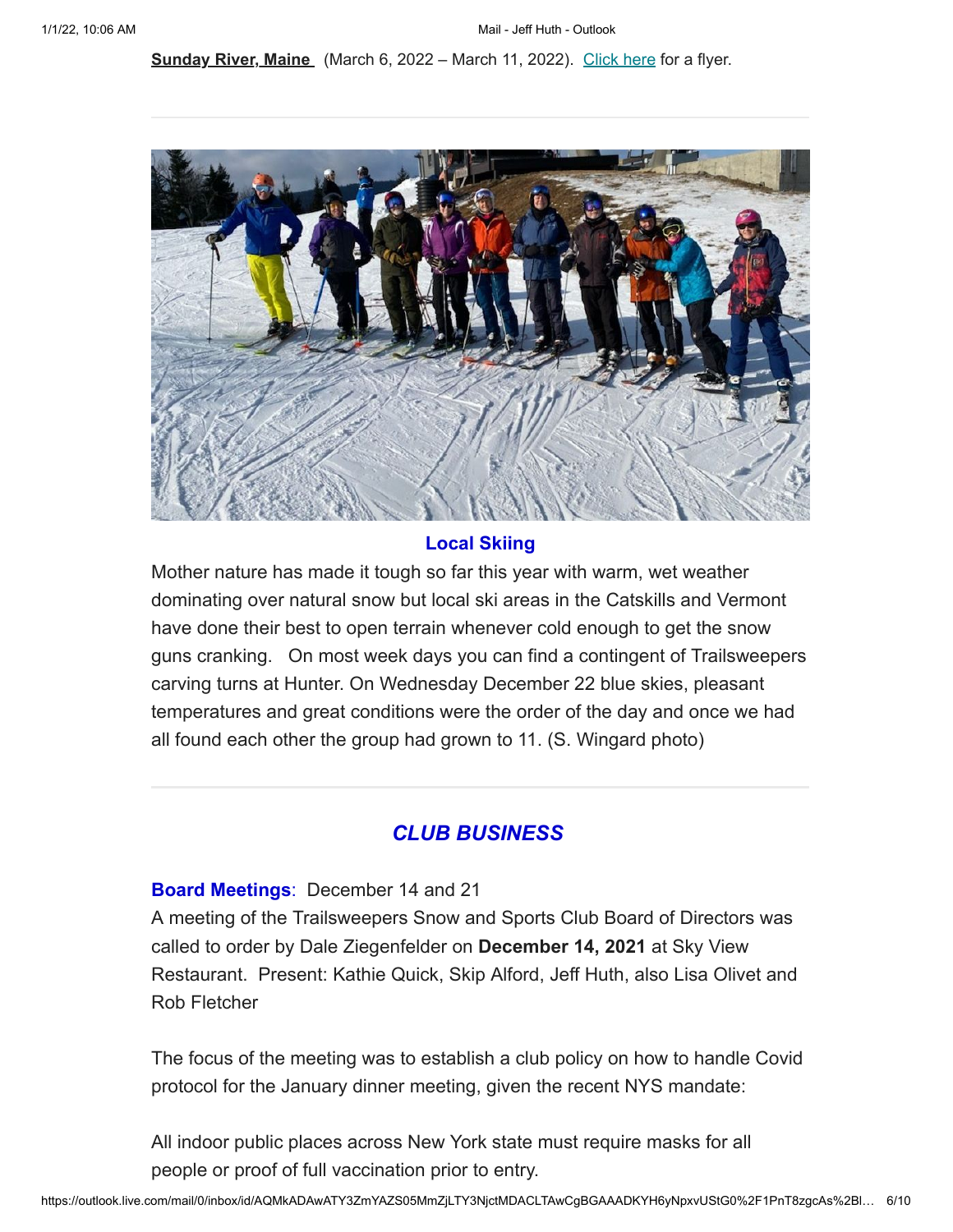**Sunday River, Maine** (March 6, 2022 – March 11, 2022). Click here for a flyer.

---

### Local Skiing

Mother nature has made it tough so far this year with warm, wet weather dominating over natural snow but local ski areas in the Catskills and Vermont have done their best to open terrain whenever cold enough to get the snow guns cranking. On most week days you can find a contingent of Trailsweepers carving turns at Hunter. On Wednesday December 22 blue skies, pleasant temperatures and great conditions were the order of the day and once we had all found each other the group had grown to 11. (S. Wingard photo)

---

## *CLUB BUSINESS*

**Board Meetings**: December 14 and 21

A meeting of the Trailsweepers Snow and Sports Club Board of Directors was called to order by Dale Ziegenfelder on **December 14, 2021** at Sky View Restaurant. Present: Kathie Quick, Skip Alford, Jeff Huth, also Lisa Olivet and Rob Fletcher

The focus of the meeting was to establish a club policy on how to handle Covid protocol for the January dinner meeting, given the recent NYS mandate:

All indoor public places across New York state must require masks for all people or proof of full vaccination prior to entry.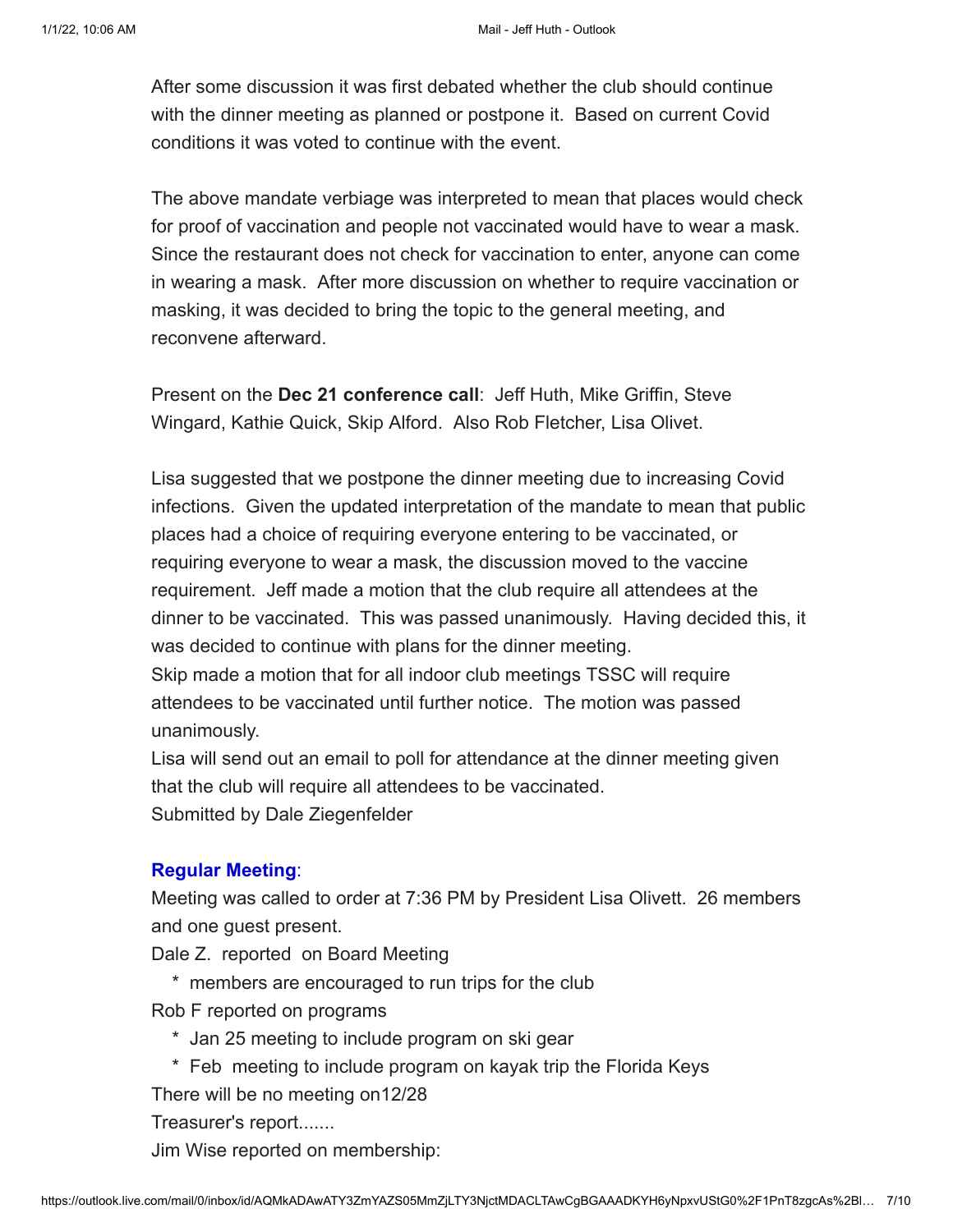After some discussion it was first debated whether the club should continue with the dinner meeting as planned or postpone it.  Based on current Covid conditions it was voted to continue with the event.

The above mandate verbiage was interpreted to mean that places would check for proof of vaccination and people not vaccinated would have to wear a mask. Since the restaurant does not check for vaccination to enter, anyone can come in wearing a mask.  After more discussion on whether to require vaccination or masking, it was decided to bring the topic to the general meeting, and reconvene afterward.

Present on the **Dec 21 conference call**:  Jeff Huth, Mike Griffin, Steve Wingard, Kathie Quick, Skip Alford.  Also Rob Fletcher, Lisa Olivet.

Lisa suggested that we postpone the dinner meeting due to increasing Covid infections.  Given the updated interpretation of the mandate to mean that public places had a choice of requiring everyone entering to be vaccinated, or requiring everyone to wear a mask, the discussion moved to the vaccine requirement.  Jeff made a motion that the club require all attendees at the dinner to be vaccinated.  This was passed unanimously.  Having decided this, it was decided to continue with plans for the dinner meeting.
Skip made a motion that for all indoor club meetings TSSC will require attendees to be vaccinated until further notice.  The motion was passed unanimously.
Lisa will send out an email to poll for attendance at the dinner meeting given that the club will require all attendees to be vaccinated.
Submitted by Dale Ziegenfelder

**Regular Meeting**:
Meeting was called to order at 7:36 PM by President Lisa Olivett.  26 members and one guest present.
Dale Z.  reported  on Board Meeting
* members are encouraged to run trips for the club

Rob F reported on programs
* Jan 25 meeting to include program on ski gear
* Feb  meeting to include program on kayak trip the Florida Keys

There will be no meeting on12/28
Treasurer's report.......
Jim Wise reported on membership: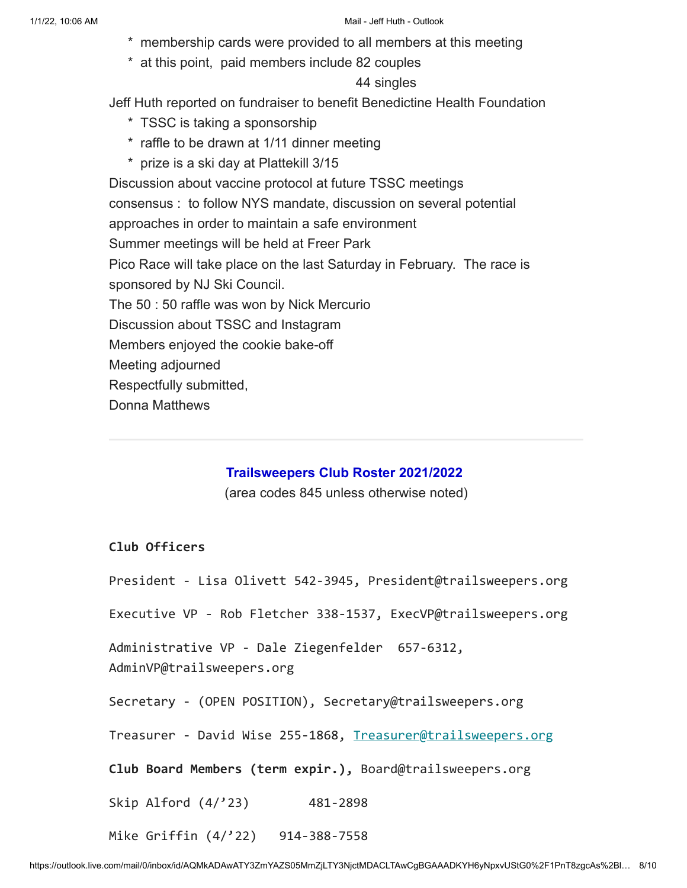* membership cards were provided to all members at this meeting
* at this point, paid members include 82 couples
  44 singles

Jeff Huth reported on fundraiser to benefit Benedictine Health Foundation

* TSSC is taking a sponsorship
* raffle to be drawn at 1/11 dinner meeting
* prize is a ski day at Plattekill 3/15

Discussion about vaccine protocol at future TSSC meetings
consensus : to follow NYS mandate, discussion on several potential approaches in order to maintain a safe environment
Summer meetings will be held at Freer Park
Pico Race will take place on the last Saturday in February. The race is sponsored by NJ Ski Council.
The 50 : 50 raffle was won by Nick Mercurio
Discussion about TSSC and Instagram
Members enjoyed the cookie bake-off
Meeting adjourned
Respectfully submitted,
Donna Matthews

---

## Trailsweepers Club Roster 2021/2022

(area codes 845 unless otherwise noted)

**Club Officers**

President - Lisa Olivett 542-3945, President@trailsweepers.org

Executive VP - Rob Fletcher 338-1537, ExecVP@trailsweepers.org

Administrative VP - Dale Ziegenfelder 657-6312, AdminVP@trailsweepers.org

Secretary - (OPEN POSITION), Secretary@trailsweepers.org

Treasurer - David Wise 255-1868, Treasurer@trailsweepers.org

**Club Board Members (term expir.),** Board@trailsweepers.org

Skip Alford (4/’23) 481-2898

Mike Griffin (4/’22) 914-388-7558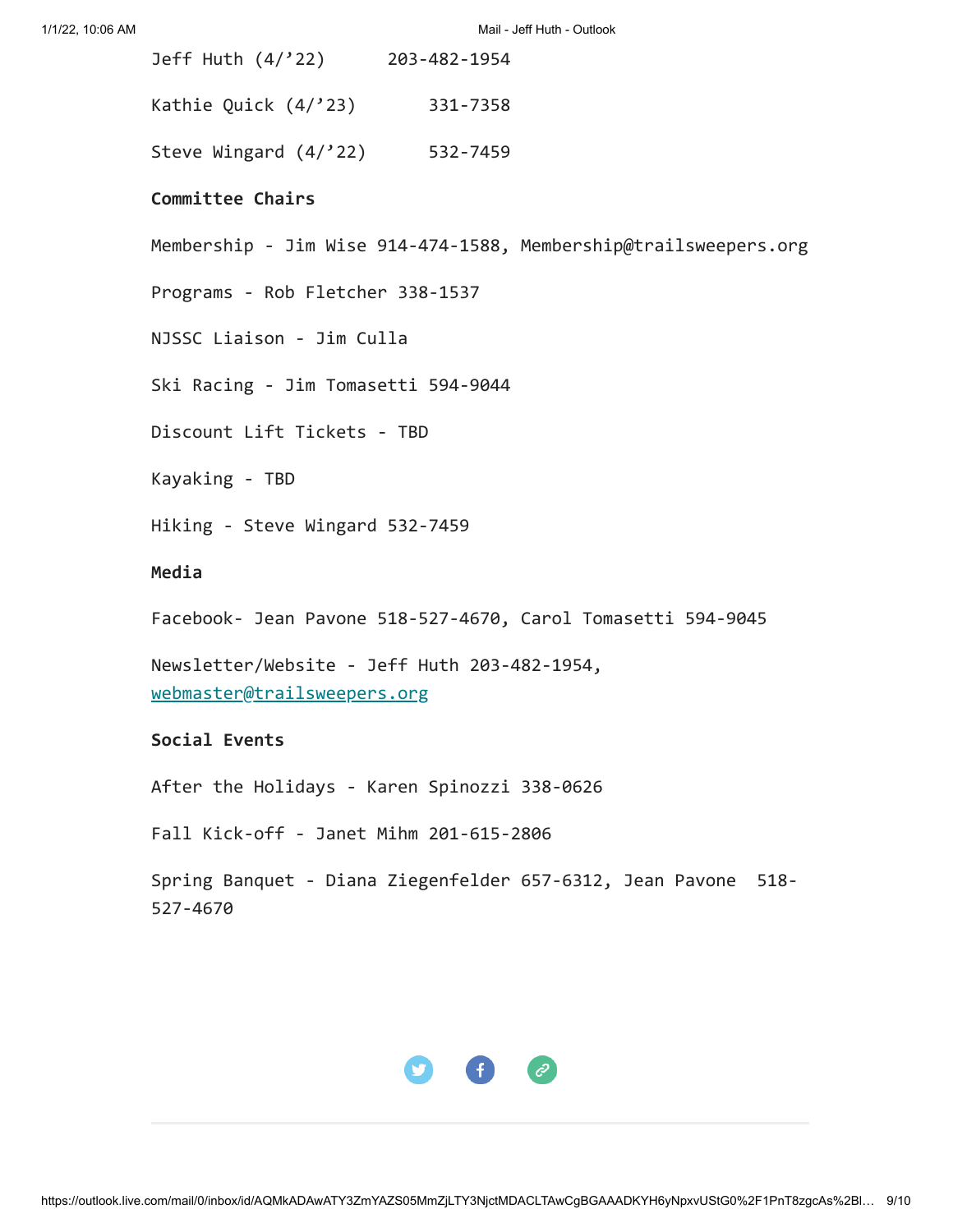Jeff Huth (4/’22) 203-482-1954

Kathie Quick (4/’23) 331-7358

Steve Wingard (4/’22) 532-7459

**Committee Chairs**

Membership - Jim Wise 914-474-1588, Membership@trailsweepers.org

Programs - Rob Fletcher 338-1537

NJSSC Liaison - Jim Culla

Ski Racing - Jim Tomasetti 594-9044

Discount Lift Tickets - TBD

Kayaking - TBD

Hiking - Steve Wingard 532-7459

**Media**

Facebook- Jean Pavone 518-527-4670, Carol Tomasetti 594-9045

Newsletter/Website - Jeff Huth 203-482-1954, webmaster@trailsweepers.org

**Social Events**

After the Holidays - Karen Spinozzi 338-0626

Fall Kick-off - Janet Mihm 201-615-2806

Spring Banquet - Diana Ziegenfelder 657-6312, Jean Pavone 518-527-4670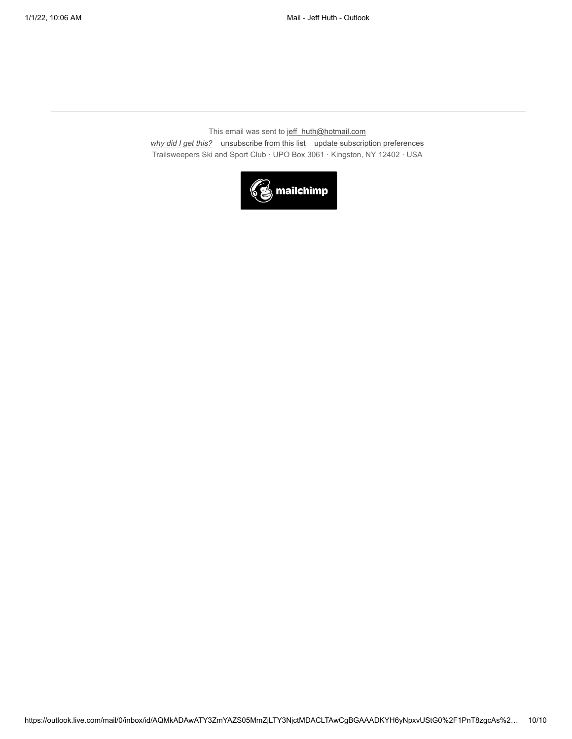---

This email was sent to jeff_huth@hotmail.com

*why did I get this?*    unsubscribe from this list    update subscription preferences

Trailsweepers Ski and Sport Club · UPO Box 3061 · Kingston, NY 12402 · USA